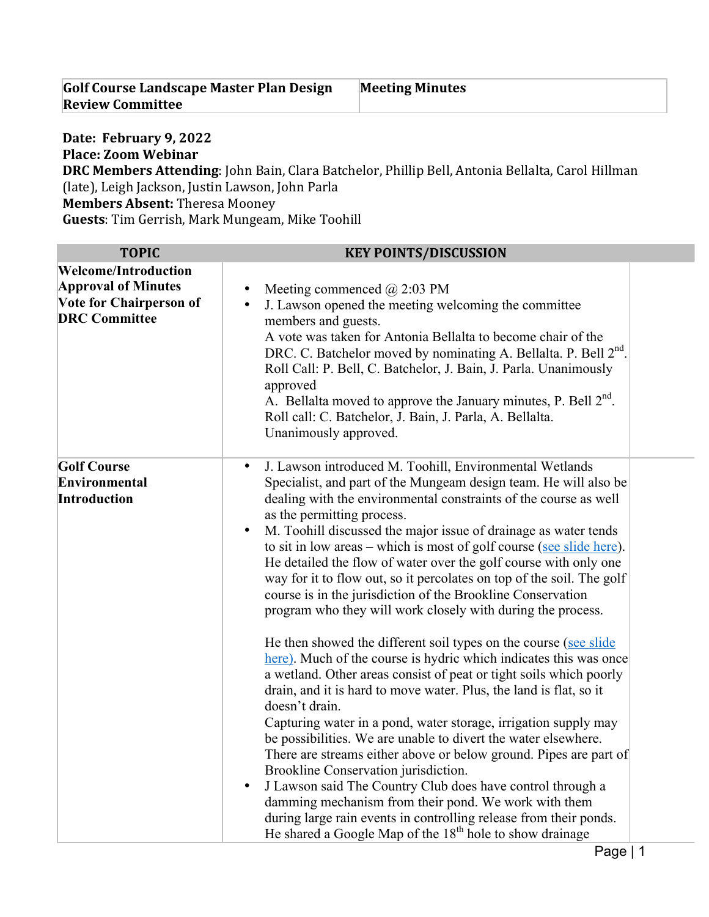| Golf Course Landscape Master Plan Design Review Committee | Meeting Minutes |
|---|---|

**Date: February 9, 2022**
**Place: Zoom Webinar**
**DRC Members Attending**: John Bain, Clara Batchelor, Phillip Bell, Antonia Bellalta, Carol Hillman (late), Leigh Jackson, Justin Lawson, John Parla
**Members Absent:** Theresa Mooney
**Guests**: Tim Gerrish, Mark Mungeam, Mike Toohill

| TOPIC | KEY POINTS/DISCUSSION |
|---|---|
| **Welcome/Introduction Approval of Minutes Vote for Chairperson of DRC Committee** | • Meeting commenced @ 2:03 PM<br>• J. Lawson opened the meeting welcoming the committee members and guests.<br>A vote was taken for Antonia Bellalta to become chair of the DRC. C. Batchelor moved by nominating A. Bellalta. P. Bell 2nd. Roll Call: P. Bell, C. Batchelor, J. Bain, J. Parla. Unanimously approved<br>A. Bellalta moved to approve the January minutes, P. Bell 2nd. Roll call: C. Batchelor, J. Bain, J. Parla, A. Bellalta. Unanimously approved. |
| **Golf Course Environmental Introduction** | • J. Lawson introduced M. Toohill, Environmental Wetlands Specialist, and part of the Mungeam design team. He will also be dealing with the environmental constraints of the course as well as the permitting process.<br>• M. Toohill discussed the major issue of drainage as water tends to sit in low areas – which is most of golf course (see slide here). He detailed the flow of water over the golf course with only one way for it to flow out, so it percolates on top of the soil. The golf course is in the jurisdiction of the Brookline Conservation program who they will work closely with during the process.<br><br>He then showed the different soil types on the course (see slide here). Much of the course is hydric which indicates this was once a wetland. Other areas consist of peat or tight soils which poorly drain, and it is hard to move water. Plus, the land is flat, so it doesn't drain.<br>Capturing water in a pond, water storage, irrigation supply may be possibilities. We are unable to divert the water elsewhere. There are streams either above or below ground. Pipes are part of Brookline Conservation jurisdiction.<br>• J Lawson said The Country Club does have control through a damming mechanism from their pond. We work with them during large rain events in controlling release from their ponds. He shared a Google Map of the 18th hole to show drainage |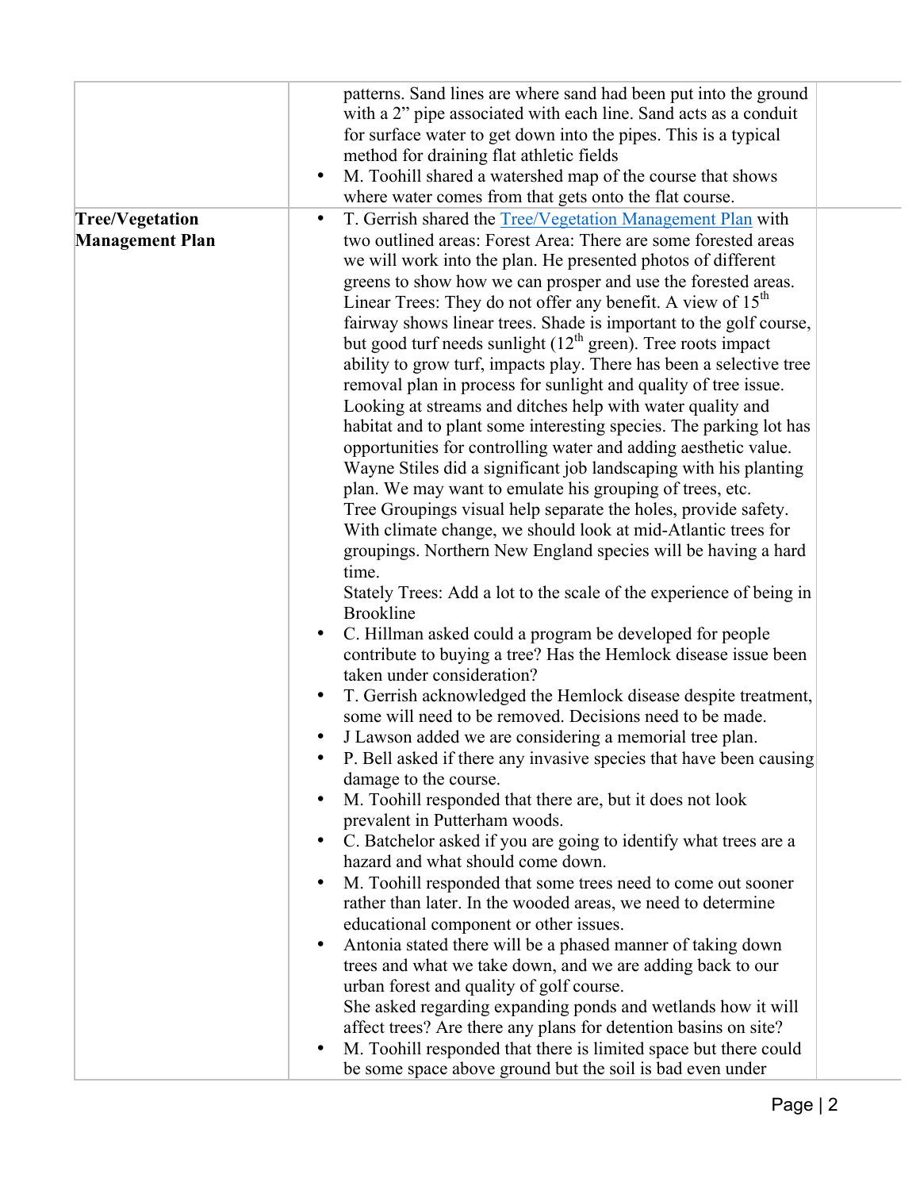| | | |
|---|---|---|
| | patterns. Sand lines are where sand had been put into the ground with a 2" pipe associated with each line. Sand acts as a conduit for surface water to get down into the pipes. This is a typical method for draining flat athletic fields<br>• M. Toohill shared a watershed map of the course that shows where water comes from that gets onto the flat course. | |
| **Tree/Vegetation Management Plan** | • T. Gerrish shared the [Tree/Vegetation Management Plan]() with two outlined areas: Forest Area: There are some forested areas we will work into the plan. He presented photos of different greens to show how we can prosper and use the forested areas. Linear Trees: They do not offer any benefit. A view of 15th fairway shows linear trees. Shade is important to the golf course, but good turf needs sunlight (12th green). Tree roots impact ability to grow turf, impacts play. There has been a selective tree removal plan in process for sunlight and quality of tree issue. Looking at streams and ditches help with water quality and habitat and to plant some interesting species. The parking lot has opportunities for controlling water and adding aesthetic value. Wayne Stiles did a significant job landscaping with his planting plan. We may want to emulate his grouping of trees, etc.<br>Tree Groupings visual help separate the holes, provide safety. With climate change, we should look at mid-Atlantic trees for groupings. Northern New England species will be having a hard time.<br>Stately Trees: Add a lot to the scale of the experience of being in Brookline<br>• C. Hillman asked could a program be developed for people contribute to buying a tree? Has the Hemlock disease issue been taken under consideration?<br>• T. Gerrish acknowledged the Hemlock disease despite treatment, some will need to be removed. Decisions need to be made.<br>• J Lawson added we are considering a memorial tree plan.<br>• P. Bell asked if there any invasive species that have been causing damage to the course.<br>• M. Toohill responded that there are, but it does not look prevalent in Putterham woods.<br>• C. Batchelor asked if you are going to identify what trees are a hazard and what should come down.<br>• M. Toohill responded that some trees need to come out sooner rather than later. In the wooded areas, we need to determine educational component or other issues.<br>• Antonia stated there will be a phased manner of taking down trees and what we take down, and we are adding back to our urban forest and quality of golf course.<br>She asked regarding expanding ponds and wetlands how it will affect trees? Are there any plans for detention basins on site?<br>• M. Toohill responded that there is limited space but there could be some space above ground but the soil is bad even under | |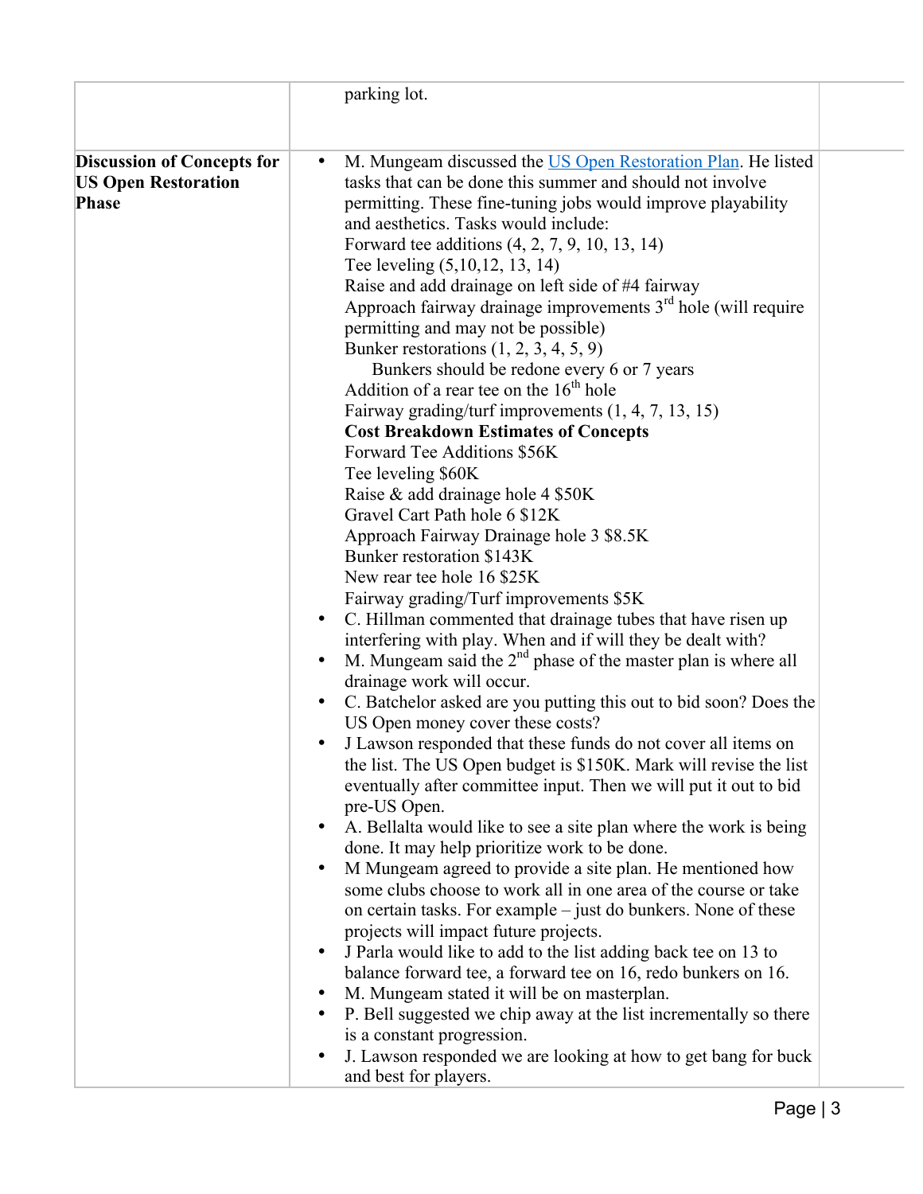| | | |
|---|---|---|
| | parking lot. | |
| **Discussion of Concepts for US Open Restoration Phase** | • M. Mungeam discussed the [US Open Restoration Plan](). He listed tasks that can be done this summer and should not involve permitting. These fine-tuning jobs would improve playability and aesthetics. Tasks would include:<br>Forward tee additions (4, 2, 7, 9, 10, 13, 14)<br>Tee leveling (5,10,12, 13, 14)<br>Raise and add drainage on left side of #4 fairway<br>Approach fairway drainage improvements 3rd hole (will require permitting and may not be possible)<br>Bunker restorations (1, 2, 3, 4, 5, 9)<br>&nbsp;&nbsp;&nbsp;&nbsp;Bunkers should be redone every 6 or 7 years<br>Addition of a rear tee on the 16th hole<br>Fairway grading/turf improvements (1, 4, 7, 13, 15)<br>**Cost Breakdown Estimates of Concepts**<br>Forward Tee Additions $56K<br>Tee leveling $60K<br>Raise & add drainage hole 4 $50K<br>Gravel Cart Path hole 6 $12K<br>Approach Fairway Drainage hole 3 $8.5K<br>Bunker restoration $143K<br>New rear tee hole 16 $25K<br>Fairway grading/Turf improvements $5K<br>• C. Hillman commented that drainage tubes that have risen up interfering with play. When and if will they be dealt with?<br>• M. Mungeam said the 2nd phase of the master plan is where all drainage work will occur.<br>• C. Batchelor asked are you putting this out to bid soon? Does the US Open money cover these costs?<br>• J Lawson responded that these funds do not cover all items on the list. The US Open budget is $150K. Mark will revise the list eventually after committee input. Then we will put it out to bid pre-US Open.<br>• A. Bellalta would like to see a site plan where the work is being done. It may help prioritize work to be done.<br>• M Mungeam agreed to provide a site plan. He mentioned how some clubs choose to work all in one area of the course or take on certain tasks. For example – just do bunkers. None of these projects will impact future projects.<br>• J Parla would like to add to the list adding back tee on 13 to balance forward tee, a forward tee on 16, redo bunkers on 16.<br>• M. Mungeam stated it will be on masterplan.<br>• P. Bell suggested we chip away at the list incrementally so there is a constant progression.<br>• J. Lawson responded we are looking at how to get bang for buck and best for players. | |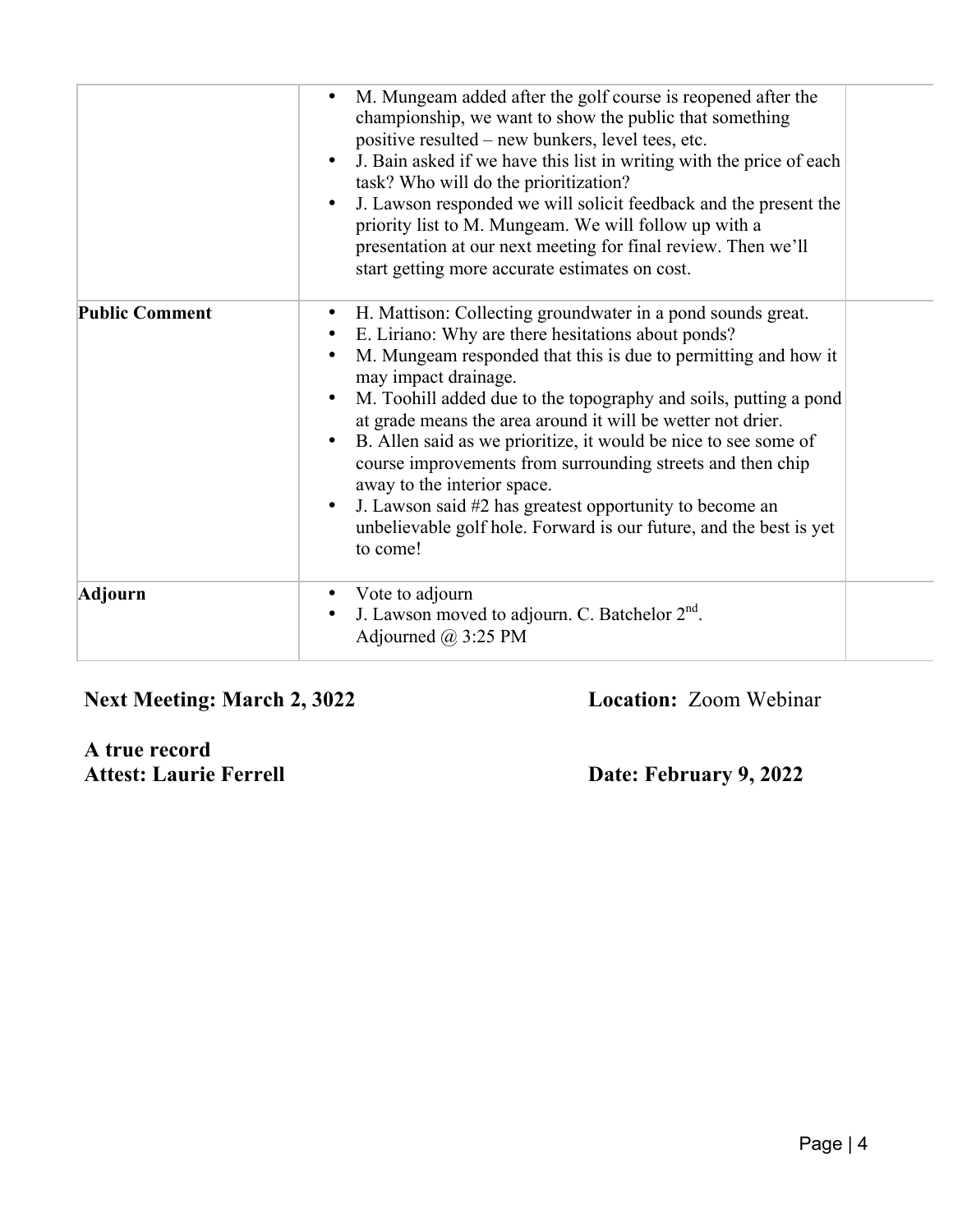| | | |
|---|---|---|
| | • M. Mungeam added after the golf course is reopened after the championship, we want to show the public that something positive resulted – new bunkers, level tees, etc.<br>• J. Bain asked if we have this list in writing with the price of each task? Who will do the prioritization?<br>• J. Lawson responded we will solicit feedback and the present the priority list to M. Mungeam. We will follow up with a presentation at our next meeting for final review. Then we'll start getting more accurate estimates on cost. | |
| **Public Comment** | • H. Mattison: Collecting groundwater in a pond sounds great.<br>• E. Liriano: Why are there hesitations about ponds?<br>• M. Mungeam responded that this is due to permitting and how it may impact drainage.<br>• M. Toohill added due to the topography and soils, putting a pond at grade means the area around it will be wetter not drier.<br>• B. Allen said as we prioritize, it would be nice to see some of course improvements from surrounding streets and then chip away to the interior space.<br>• J. Lawson said #2 has greatest opportunity to become an unbelievable golf hole. Forward is our future, and the best is yet to come! | |
| **Adjourn** | • Vote to adjourn<br>• J. Lawson moved to adjourn. C. Batchelor 2nd.<br>Adjourned @ 3:25 PM | |

**Next Meeting: March 2, 3022** **Location:** Zoom Webinar

**A true record**
**Attest: Laurie Ferrell** **Date: February 9, 2022**